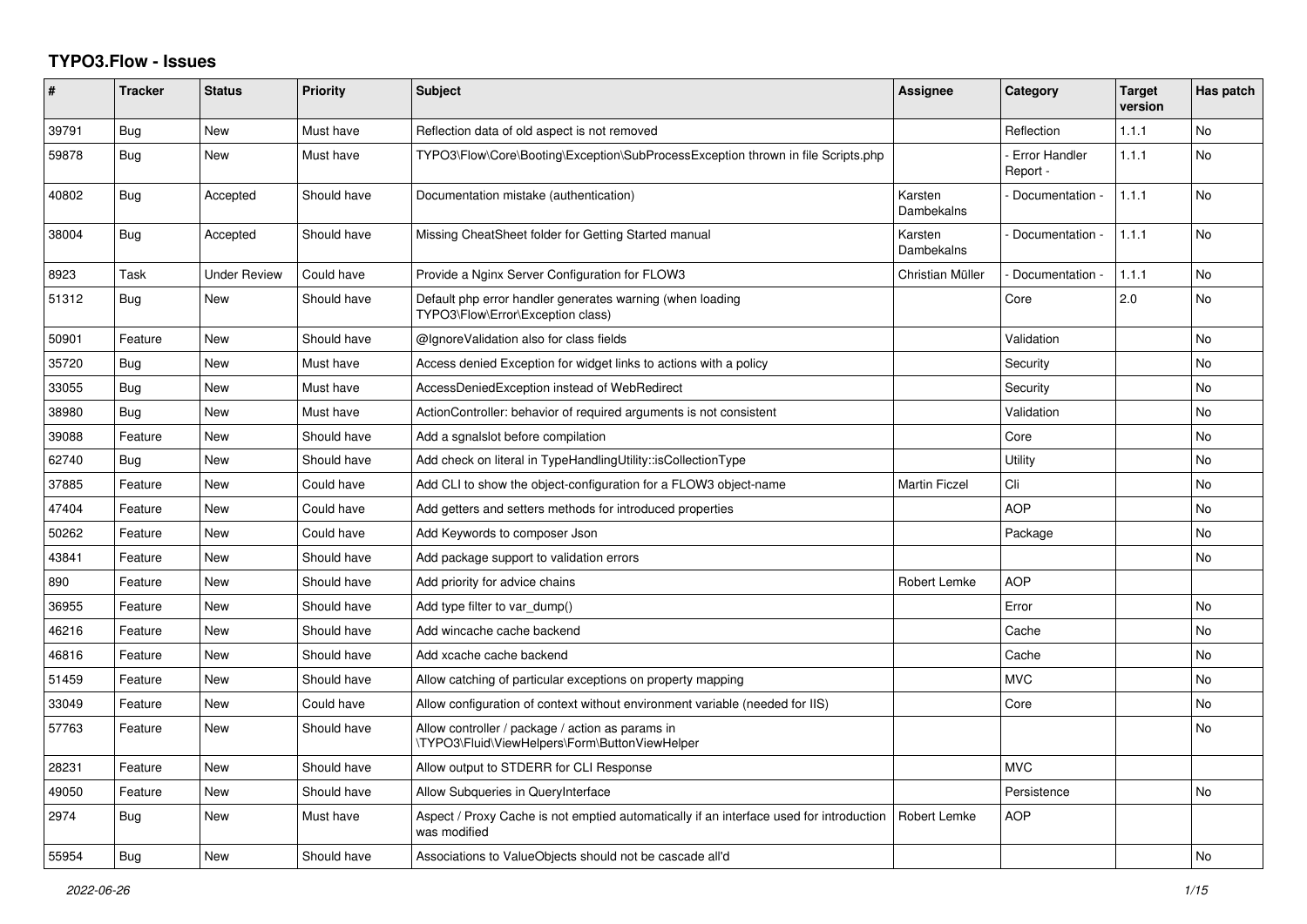# TYPO3.Flow - Issues

| # | Tracker | Status | Priority | Subject | Assignee | Category | Target version | Has patch |
|---|---|---|---|---|---|---|---|---|
| 39791 | Bug | New | Must have | Reflection data of old aspect is not removed | | Reflection | 1.1.1 | No |
| 59878 | Bug | New | Must have | TYPO3\Flow\Core\Booting\Exception\SubProcessException thrown in file Scripts.php | | - Error Handler Report - | 1.1.1 | No |
| 40802 | Bug | Accepted | Should have | Documentation mistake (authentication) | Karsten Dambekalns | - Documentation - | 1.1.1 | No |
| 38004 | Bug | Accepted | Should have | Missing CheatSheet folder for Getting Started manual | Karsten Dambekalns | - Documentation - | 1.1.1 | No |
| 8923 | Task | Under Review | Could have | Provide a Nginx Server Configuration for FLOW3 | Christian Müller | - Documentation - | 1.1.1 | No |
| 51312 | Bug | New | Should have | Default php error handler generates warning (when loading TYPO3\Flow\Error\Exception class) | | Core | 2.0 | No |
| 50901 | Feature | New | Should have | @IgnoreValidation also for class fields | | Validation | | No |
| 35720 | Bug | New | Must have | Access denied Exception for widget links to actions with a policy | | Security | | No |
| 33055 | Bug | New | Must have | AccessDeniedException instead of WebRedirect | | Security | | No |
| 38980 | Bug | New | Must have | ActionController: behavior of required arguments is not consistent | | Validation | | No |
| 39088 | Feature | New | Should have | Add a sgnalslot before compilation | | Core | | No |
| 62740 | Bug | New | Should have | Add check on literal in TypeHandlingUtility::isCollectionType | | Utility | | No |
| 37885 | Feature | New | Could have | Add CLI to show the object-configuration for a FLOW3 object-name | Martin Ficzel | Cli | | No |
| 47404 | Feature | New | Could have | Add getters and setters methods for introduced properties | | AOP | | No |
| 50262 | Feature | New | Could have | Add Keywords to composer Json | | Package | | No |
| 43841 | Feature | New | Should have | Add package support to validation errors | | | | No |
| 890 | Feature | New | Should have | Add priority for advice chains | Robert Lemke | AOP | | |
| 36955 | Feature | New | Should have | Add type filter to var_dump() | | Error | | No |
| 46216 | Feature | New | Should have | Add wincache cache backend | | Cache | | No |
| 46816 | Feature | New | Should have | Add xcache cache backend | | Cache | | No |
| 51459 | Feature | New | Should have | Allow catching of particular exceptions on property mapping | | MVC | | No |
| 33049 | Feature | New | Could have | Allow configuration of context without environment variable (needed for IIS) | | Core | | No |
| 57763 | Feature | New | Should have | Allow controller / package / action as params in \TYPO3\Fluid\ViewHelpers\Form\ButtonViewHelper | | | | No |
| 28231 | Feature | New | Should have | Allow output to STDERR for CLI Response | | MVC | | |
| 49050 | Feature | New | Should have | Allow Subqueries in QueryInterface | | Persistence | | No |
| 2974 | Bug | New | Must have | Aspect / Proxy Cache is not emptied automatically if an interface used for introduction was modified | Robert Lemke | AOP | | |
| 55954 | Bug | New | Should have | Associations to ValueObjects should not be cascade all'd | | | | No |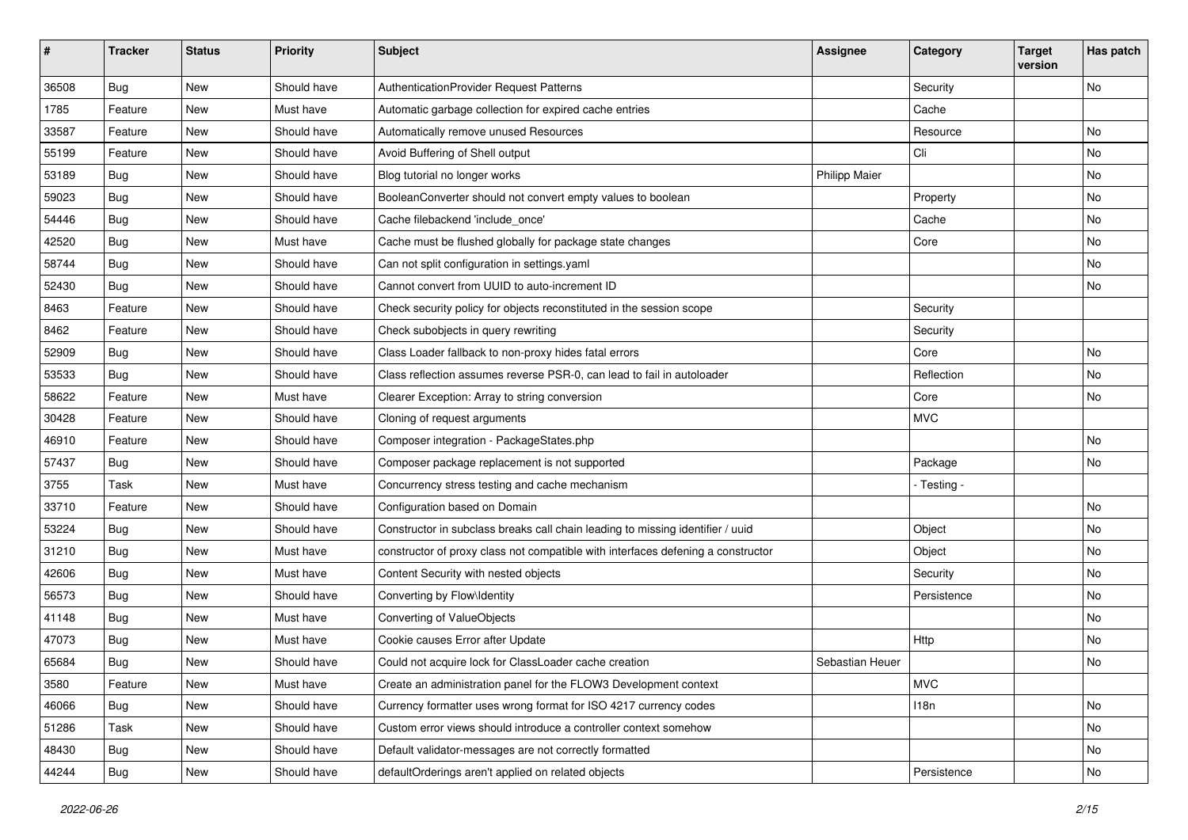| # | Tracker | Status | Priority | Subject | Assignee | Category | Target version | Has patch |
|---|---|---|---|---|---|---|---|---|
| 36508 | Bug | New | Should have | AuthenticationProvider Request Patterns | | Security | | No |
| 1785 | Feature | New | Must have | Automatic garbage collection for expired cache entries | | Cache | | |
| 33587 | Feature | New | Should have | Automatically remove unused Resources | | Resource | | No |
| 55199 | Feature | New | Should have | Avoid Buffering of Shell output | | Cli | | No |
| 53189 | Bug | New | Should have | Blog tutorial no longer works | Philipp Maier | | | No |
| 59023 | Bug | New | Should have | BooleanConverter should not convert empty values to boolean | | Property | | No |
| 54446 | Bug | New | Should have | Cache filebackend 'include_once' | | Cache | | No |
| 42520 | Bug | New | Must have | Cache must be flushed globally for package state changes | | Core | | No |
| 58744 | Bug | New | Should have | Can not split configuration in settings.yaml | | | | No |
| 52430 | Bug | New | Should have | Cannot convert from UUID to auto-increment ID | | | | No |
| 8463 | Feature | New | Should have | Check security policy for objects reconstituted in the session scope | | Security | | |
| 8462 | Feature | New | Should have | Check subobjects in query rewriting | | Security | | |
| 52909 | Bug | New | Should have | Class Loader fallback to non-proxy hides fatal errors | | Core | | No |
| 53533 | Bug | New | Should have | Class reflection assumes reverse PSR-0, can lead to fail in autoloader | | Reflection | | No |
| 58622 | Feature | New | Must have | Clearer Exception: Array to string conversion | | Core | | No |
| 30428 | Feature | New | Should have | Cloning of request arguments | | MVC | | |
| 46910 | Feature | New | Should have | Composer integration - PackageStates.php | | | | No |
| 57437 | Bug | New | Should have | Composer package replacement is not supported | | Package | | No |
| 3755 | Task | New | Must have | Concurrency stress testing and cache mechanism | | - Testing - | | |
| 33710 | Feature | New | Should have | Configuration based on Domain | | | | No |
| 53224 | Bug | New | Should have | Constructor in subclass breaks call chain leading to missing identifier / uuid | | Object | | No |
| 31210 | Bug | New | Must have | constructor of proxy class not compatible with interfaces defening a constructor | | Object | | No |
| 42606 | Bug | New | Must have | Content Security with nested objects | | Security | | No |
| 56573 | Bug | New | Should have | Converting by Flow\Identity | | Persistence | | No |
| 41148 | Bug | New | Must have | Converting of ValueObjects | | | | No |
| 47073 | Bug | New | Must have | Cookie causes Error after Update | | Http | | No |
| 65684 | Bug | New | Should have | Could not acquire lock for ClassLoader cache creation | Sebastian Heuer | | | No |
| 3580 | Feature | New | Must have | Create an administration panel for the FLOW3 Development context | | MVC | | |
| 46066 | Bug | New | Should have | Currency formatter uses wrong format for ISO 4217 currency codes | | I18n | | No |
| 51286 | Task | New | Should have | Custom error views should introduce a controller context somehow | | | | No |
| 48430 | Bug | New | Should have | Default validator-messages are not correctly formatted | | | | No |
| 44244 | Bug | New | Should have | defaultOrderings aren't applied on related objects | | Persistence | | No |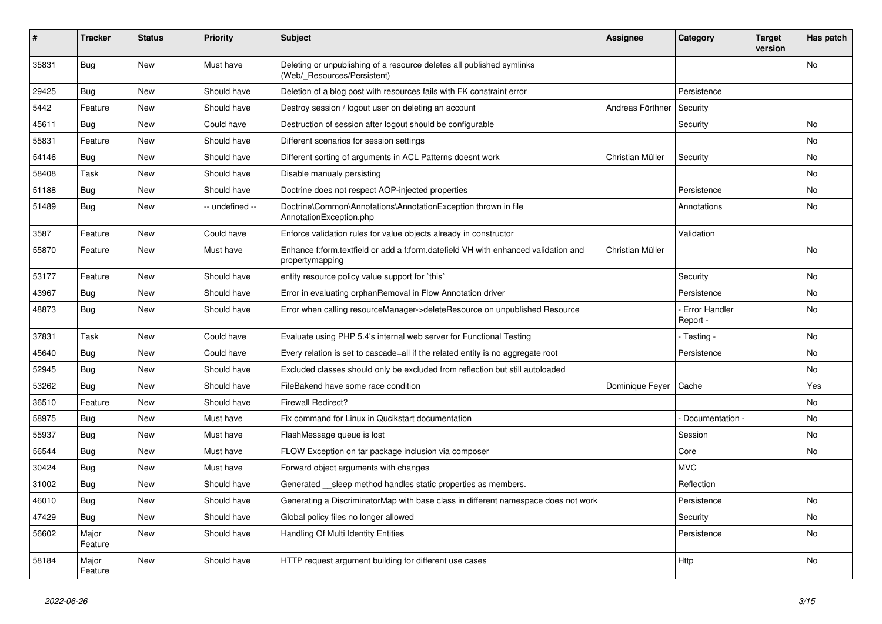| # | Tracker | Status | Priority | Subject | Assignee | Category | Target version | Has patch |
|---|---|---|---|---|---|---|---|---|
| 35831 | Bug | New | Must have | Deleting or unpublishing of a resource deletes all published symlinks (Web/_Resources/Persistent) | | | | No |
| 29425 | Bug | New | Should have | Deletion of a blog post with resources fails with FK constraint error | | Persistence | | |
| 5442 | Feature | New | Should have | Destroy session / logout user on deleting an account | Andreas Förthner | Security | | |
| 45611 | Bug | New | Could have | Destruction of session after logout should be configurable | | Security | | No |
| 55831 | Feature | New | Should have | Different scenarios for session settings | | | | No |
| 54146 | Bug | New | Should have | Different sorting of arguments in ACL Patterns doesnt work | Christian Müller | Security | | No |
| 58408 | Task | New | Should have | Disable manualy persisting | | | | No |
| 51188 | Bug | New | Should have | Doctrine does not respect AOP-injected properties | | Persistence | | No |
| 51489 | Bug | New | -- undefined -- | Doctrine\Common\Annotations\AnnotationException thrown in file AnnotationException.php | | Annotations | | No |
| 3587 | Feature | New | Could have | Enforce validation rules for value objects already in constructor | | Validation | | |
| 55870 | Feature | New | Must have | Enhance f:form.textfield or add a f:form.datefield VH with enhanced validation and propertymapping | Christian Müller | | | No |
| 53177 | Feature | New | Should have | entity resource policy value support for `this` | | Security | | No |
| 43967 | Bug | New | Should have | Error in evaluating orphanRemoval in Flow Annotation driver | | Persistence | | No |
| 48873 | Bug | New | Should have | Error when calling resourceManager->deleteResource on unpublished Resource | | - Error Handler Report - | | No |
| 37831 | Task | New | Could have | Evaluate using PHP 5.4's internal web server for Functional Testing | | - Testing - | | No |
| 45640 | Bug | New | Could have | Every relation is set to cascade=all if the related entity is no aggregate root | | Persistence | | No |
| 52945 | Bug | New | Should have | Excluded classes should only be excluded from reflection but still autoloaded | | | | No |
| 53262 | Bug | New | Should have | FileBakend have some race condition | Dominique Feyer | Cache | | Yes |
| 36510 | Feature | New | Should have | Firewall Redirect? | | | | No |
| 58975 | Bug | New | Must have | Fix command for Linux in Qucikstart documentation | | - Documentation - | | No |
| 55937 | Bug | New | Must have | FlashMessage queue is lost | | Session | | No |
| 56544 | Bug | New | Must have | FLOW Exception on tar package inclusion via composer | | Core | | No |
| 30424 | Bug | New | Must have | Forward object arguments with changes | | MVC | | |
| 31002 | Bug | New | Should have | Generated __sleep method handles static properties as members. | | Reflection | | |
| 46010 | Bug | New | Should have | Generating a DiscriminatorMap with base class in different namespace does not work | | Persistence | | No |
| 47429 | Bug | New | Should have | Global policy files no longer allowed | | Security | | No |
| 56602 | Major Feature | New | Should have | Handling Of Multi Identity Entities | | Persistence | | No |
| 58184 | Major Feature | New | Should have | HTTP request argument building for different use cases | | Http | | No |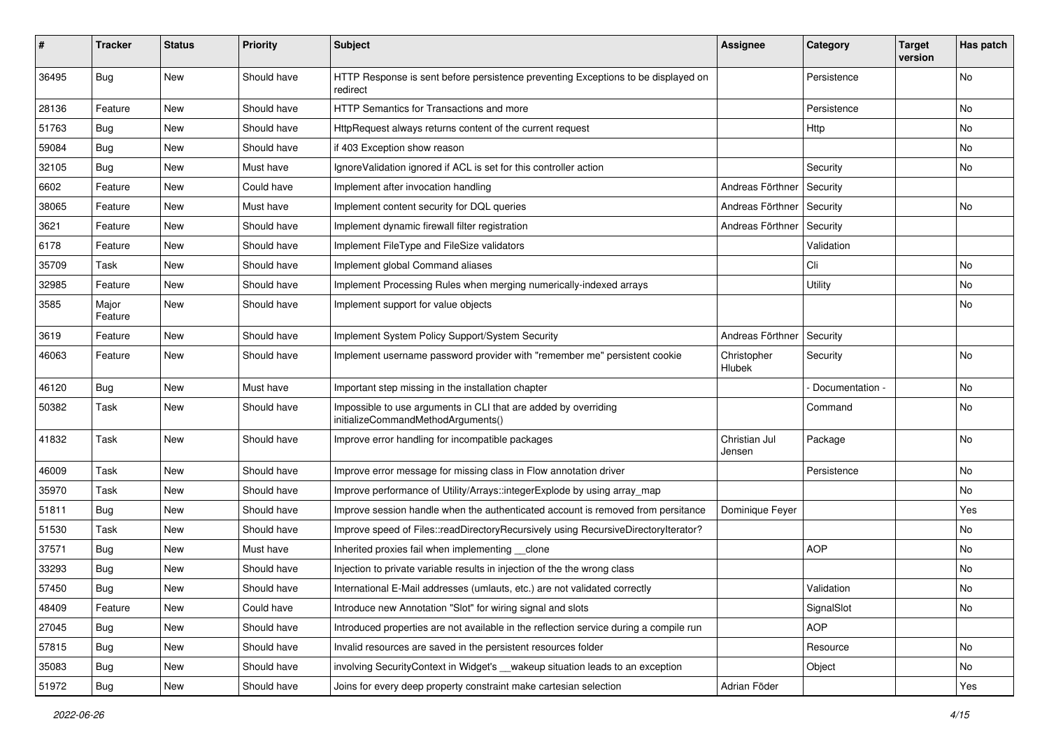| # | Tracker | Status | Priority | Subject | Assignee | Category | Target version | Has patch |
|---|---|---|---|---|---|---|---|---|
| 36495 | Bug | New | Should have | HTTP Response is sent before persistence preventing Exceptions to be displayed on redirect | | Persistence | | No |
| 28136 | Feature | New | Should have | HTTP Semantics for Transactions and more | | Persistence | | No |
| 51763 | Bug | New | Should have | HttpRequest always returns content of the current request | | Http | | No |
| 59084 | Bug | New | Should have | if 403 Exception show reason | | | | No |
| 32105 | Bug | New | Must have | IgnoreValidation ignored if ACL is set for this controller action | | Security | | No |
| 6602 | Feature | New | Could have | Implement after invocation handling | Andreas Förthner | Security | | |
| 38065 | Feature | New | Must have | Implement content security for DQL queries | Andreas Förthner | Security | | No |
| 3621 | Feature | New | Should have | Implement dynamic firewall filter registration | Andreas Förthner | Security | | |
| 6178 | Feature | New | Should have | Implement FileType and FileSize validators | | Validation | | |
| 35709 | Task | New | Should have | Implement global Command aliases | | Cli | | No |
| 32985 | Feature | New | Should have | Implement Processing Rules when merging numerically-indexed arrays | | Utility | | No |
| 3585 | Major Feature | New | Should have | Implement support for value objects | | | | No |
| 3619 | Feature | New | Should have | Implement System Policy Support/System Security | Andreas Förthner | Security | | |
| 46063 | Feature | New | Should have | Implement username password provider with "remember me" persistent cookie | Christopher Hlubek | Security | | No |
| 46120 | Bug | New | Must have | Important step missing in the installation chapter | | - Documentation - | | No |
| 50382 | Task | New | Should have | Impossible to use arguments in CLI that are added by overriding initializeCommandMethodArguments() | | Command | | No |
| 41832 | Task | New | Should have | Improve error handling for incompatible packages | Christian Jul Jensen | Package | | No |
| 46009 | Task | New | Should have | Improve error message for missing class in Flow annotation driver | | Persistence | | No |
| 35970 | Task | New | Should have | Improve performance of Utility/Arrays::integerExplode by using array_map | | | | No |
| 51811 | Bug | New | Should have | Improve session handle when the authenticated account is removed from persitance | Dominique Feyer | | | Yes |
| 51530 | Task | New | Should have | Improve speed of Files::readDirectoryRecursively using RecursiveDirectoryIterator? | | | | No |
| 37571 | Bug | New | Must have | Inherited proxies fail when implementing __clone | | AOP | | No |
| 33293 | Bug | New | Should have | Injection to private variable results in injection of the the wrong class | | | | No |
| 57450 | Bug | New | Should have | International E-Mail addresses (umlauts, etc.) are not validated correctly | | Validation | | No |
| 48409 | Feature | New | Could have | Introduce new Annotation "Slot" for wiring signal and slots | | SignalSlot | | No |
| 27045 | Bug | New | Should have | Introduced properties are not available in the reflection service during a compile run | | AOP | | |
| 57815 | Bug | New | Should have | Invalid resources are saved in the persistent resources folder | | Resource | | No |
| 35083 | Bug | New | Should have | involving SecurityContext in Widget's __wakeup situation leads to an exception | | Object | | No |
| 51972 | Bug | New | Should have | Joins for every deep property constraint make cartesian selection | Adrian Föder | | | Yes |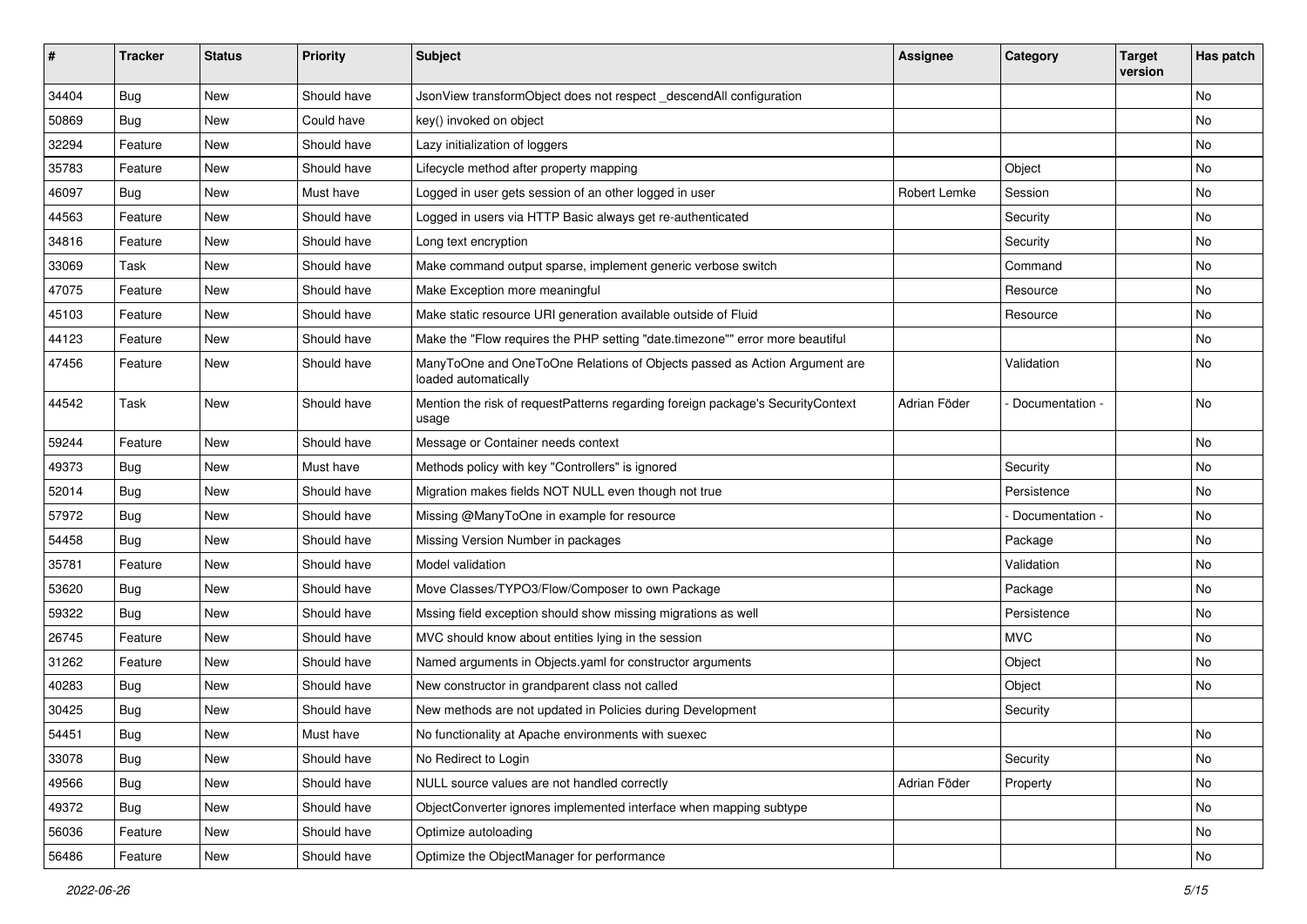| # | Tracker | Status | Priority | Subject | Assignee | Category | Target version | Has patch |
|---|---|---|---|---|---|---|---|---|
| 34404 | Bug | New | Should have | JsonView transformObject does not respect _descendAll configuration | | | | No |
| 50869 | Bug | New | Could have | key() invoked on object | | | | No |
| 32294 | Feature | New | Should have | Lazy initialization of loggers | | | | No |
| 35783 | Feature | New | Should have | Lifecycle method after property mapping | | Object | | No |
| 46097 | Bug | New | Must have | Logged in user gets session of an other logged in user | Robert Lemke | Session | | No |
| 44563 | Feature | New | Should have | Logged in users via HTTP Basic always get re-authenticated | | Security | | No |
| 34816 | Feature | New | Should have | Long text encryption | | Security | | No |
| 33069 | Task | New | Should have | Make command output sparse, implement generic verbose switch | | Command | | No |
| 47075 | Feature | New | Should have | Make Exception more meaningful | | Resource | | No |
| 45103 | Feature | New | Should have | Make static resource URI generation available outside of Fluid | | Resource | | No |
| 44123 | Feature | New | Should have | Make the "Flow requires the PHP setting "date.timezone"" error more beautiful | | | | No |
| 47456 | Feature | New | Should have | ManyToOne and OneToOne Relations of Objects passed as Action Argument are loaded automatically | | Validation | | No |
| 44542 | Task | New | Should have | Mention the risk of requestPatterns regarding foreign package's SecurityContext usage | Adrian Föder | - Documentation - | | No |
| 59244 | Feature | New | Should have | Message or Container needs context | | | | No |
| 49373 | Bug | New | Must have | Methods policy with key "Controllers" is ignored | | Security | | No |
| 52014 | Bug | New | Should have | Migration makes fields NOT NULL even though not true | | Persistence | | No |
| 57972 | Bug | New | Should have | Missing @ManyToOne in example for resource | | - Documentation - | | No |
| 54458 | Bug | New | Should have | Missing Version Number in packages | | Package | | No |
| 35781 | Feature | New | Should have | Model validation | | Validation | | No |
| 53620 | Bug | New | Should have | Move Classes/TYPO3/Flow/Composer to own Package | | Package | | No |
| 59322 | Bug | New | Should have | Mssing field exception should show missing migrations as well | | Persistence | | No |
| 26745 | Feature | New | Should have | MVC should know about entities lying in the session | | MVC | | No |
| 31262 | Feature | New | Should have | Named arguments in Objects.yaml for constructor arguments | | Object | | No |
| 40283 | Bug | New | Should have | New constructor in grandparent class not called | | Object | | No |
| 30425 | Bug | New | Should have | New methods are not updated in Policies during Development | | Security | | |
| 54451 | Bug | New | Must have | No functionality at Apache environments with suexec | | | | No |
| 33078 | Bug | New | Should have | No Redirect to Login | | Security | | No |
| 49566 | Bug | New | Should have | NULL source values are not handled correctly | Adrian Föder | Property | | No |
| 49372 | Bug | New | Should have | ObjectConverter ignores implemented interface when mapping subtype | | | | No |
| 56036 | Feature | New | Should have | Optimize autoloading | | | | No |
| 56486 | Feature | New | Should have | Optimize the ObjectManager for performance | | | | No |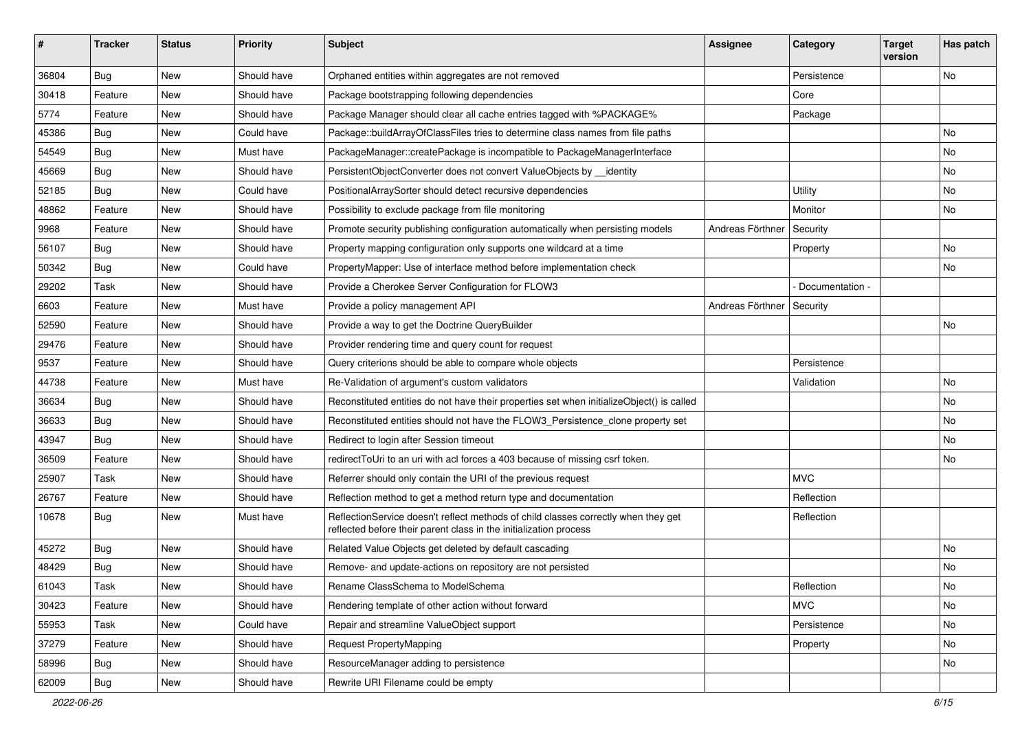| # | Tracker | Status | Priority | Subject | Assignee | Category | Target version | Has patch |
|---|---|---|---|---|---|---|---|---|
| 36804 | Bug | New | Should have | Orphaned entities within aggregates are not removed | | Persistence | | No |
| 30418 | Feature | New | Should have | Package bootstrapping following dependencies | | Core | | |
| 5774 | Feature | New | Should have | Package Manager should clear all cache entries tagged with %PACKAGE% | | Package | | |
| 45386 | Bug | New | Could have | Package::buildArrayOfClassFiles tries to determine class names from file paths | | | | No |
| 54549 | Bug | New | Must have | PackageManager::createPackage is incompatible to PackageManagerInterface | | | | No |
| 45669 | Bug | New | Should have | PersistentObjectConverter does not convert ValueObjects by __identity | | | | No |
| 52185 | Bug | New | Could have | PositionalArraySorter should detect recursive dependencies | | Utility | | No |
| 48862 | Feature | New | Should have | Possibility to exclude package from file monitoring | | Monitor | | No |
| 9968 | Feature | New | Should have | Promote security publishing configuration automatically when persisting models | Andreas Förthner | Security | | |
| 56107 | Bug | New | Should have | Property mapping configuration only supports one wildcard at a time | | Property | | No |
| 50342 | Bug | New | Could have | PropertyMapper: Use of interface method before implementation check | | | | No |
| 29202 | Task | New | Should have | Provide a Cherokee Server Configuration for FLOW3 | | - Documentation - | | |
| 6603 | Feature | New | Must have | Provide a policy management API | Andreas Förthner | Security | | |
| 52590 | Feature | New | Should have | Provide a way to get the Doctrine QueryBuilder | | | | No |
| 29476 | Feature | New | Should have | Provider rendering time and query count for request | | | | |
| 9537 | Feature | New | Should have | Query criterions should be able to compare whole objects | | Persistence | | |
| 44738 | Feature | New | Must have | Re-Validation of argument's custom validators | | Validation | | No |
| 36634 | Bug | New | Should have | Reconstituted entities do not have their properties set when initializeObject() is called | | | | No |
| 36633 | Bug | New | Should have | Reconstituted entities should not have the FLOW3_Persistence_clone property set | | | | No |
| 43947 | Bug | New | Should have | Redirect to login after Session timeout | | | | No |
| 36509 | Feature | New | Should have | redirectToUri to an uri with acl forces a 403 because of missing csrf token. | | | | No |
| 25907 | Task | New | Should have | Referrer should only contain the URI of the previous request | | MVC | | |
| 26767 | Feature | New | Should have | Reflection method to get a method return type and documentation | | Reflection | | |
| 10678 | Bug | New | Must have | ReflectionService doesn't reflect methods of child classes correctly when they get reflected before their parent class in the initialization process | | Reflection | | |
| 45272 | Bug | New | Should have | Related Value Objects get deleted by default cascading | | | | No |
| 48429 | Bug | New | Should have | Remove- and update-actions on repository are not persisted | | | | No |
| 61043 | Task | New | Should have | Rename ClassSchema to ModelSchema | | Reflection | | No |
| 30423 | Feature | New | Should have | Rendering template of other action without forward | | MVC | | No |
| 55953 | Task | New | Could have | Repair and streamline ValueObject support | | Persistence | | No |
| 37279 | Feature | New | Should have | Request PropertyMapping | | Property | | No |
| 58996 | Bug | New | Should have | ResourceManager adding to persistence | | | | No |
| 62009 | Bug | New | Should have | Rewrite URI Filename could be empty | | | | |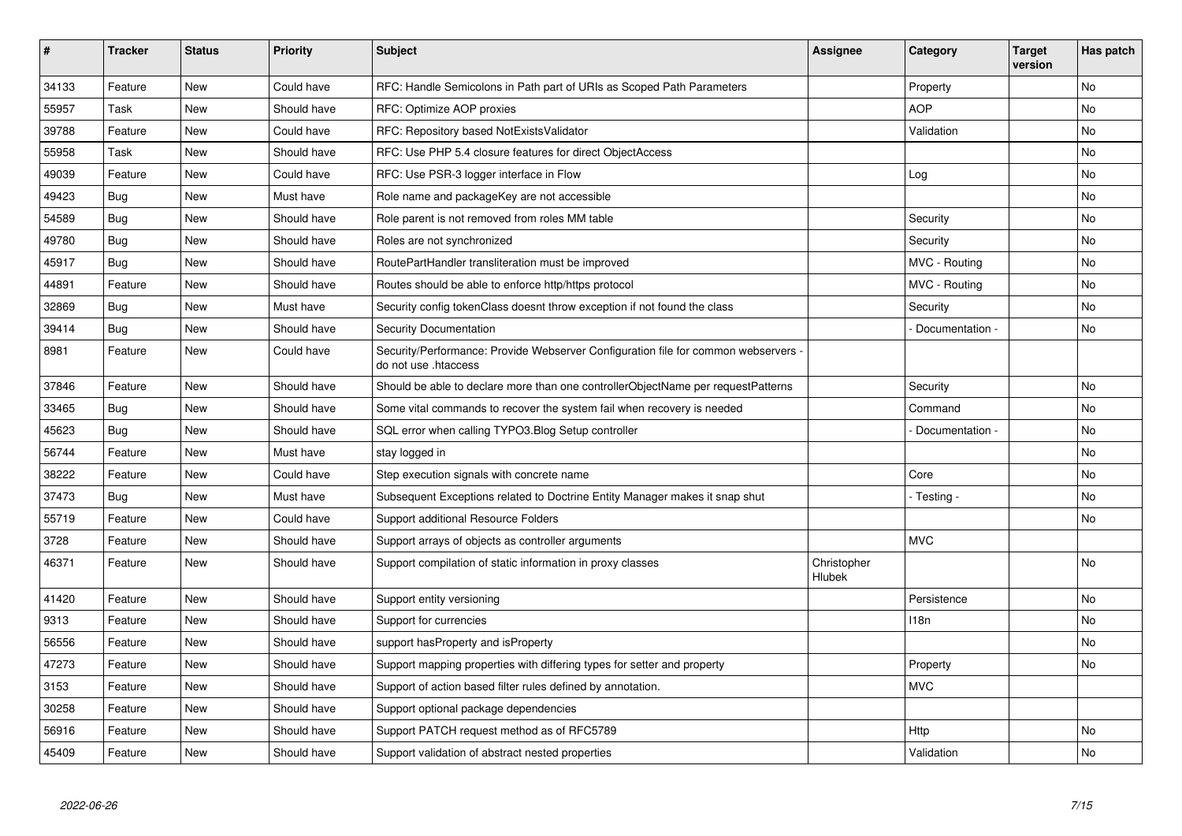| # | Tracker | Status | Priority | Subject | Assignee | Category | Target version | Has patch |
|---|---|---|---|---|---|---|---|---|
| 34133 | Feature | New | Could have | RFC: Handle Semicolons in Path part of URIs as Scoped Path Parameters | | Property | | No |
| 55957 | Task | New | Should have | RFC: Optimize AOP proxies | | AOP | | No |
| 39788 | Feature | New | Could have | RFC: Repository based NotExistsValidator | | Validation | | No |
| 55958 | Task | New | Should have | RFC: Use PHP 5.4 closure features for direct ObjectAccess | | | | No |
| 49039 | Feature | New | Could have | RFC: Use PSR-3 logger interface in Flow | | Log | | No |
| 49423 | Bug | New | Must have | Role name and packageKey are not accessible | | | | No |
| 54589 | Bug | New | Should have | Role parent is not removed from roles MM table | | Security | | No |
| 49780 | Bug | New | Should have | Roles are not synchronized | | Security | | No |
| 45917 | Bug | New | Should have | RoutePartHandler transliteration must be improved | | MVC - Routing | | No |
| 44891 | Feature | New | Should have | Routes should be able to enforce http/https protocol | | MVC - Routing | | No |
| 32869 | Bug | New | Must have | Security config tokenClass doesnt throw exception if not found the class | | Security | | No |
| 39414 | Bug | New | Should have | Security Documentation | | - Documentation - | | No |
| 8981 | Feature | New | Could have | Security/Performance: Provide Webserver Configuration file for common webservers - do not use .htaccess | | | | |
| 37846 | Feature | New | Should have | Should be able to declare more than one controllerObjectName per requestPatterns | | Security | | No |
| 33465 | Bug | New | Should have | Some vital commands to recover the system fail when recovery is needed | | Command | | No |
| 45623 | Bug | New | Should have | SQL error when calling TYPO3.Blog Setup controller | | - Documentation - | | No |
| 56744 | Feature | New | Must have | stay logged in | | | | No |
| 38222 | Feature | New | Could have | Step execution signals with concrete name | | Core | | No |
| 37473 | Bug | New | Must have | Subsequent Exceptions related to Doctrine Entity Manager makes it snap shut | | - Testing - | | No |
| 55719 | Feature | New | Could have | Support additional Resource Folders | | | | No |
| 3728 | Feature | New | Should have | Support arrays of objects as controller arguments | | MVC | | |
| 46371 | Feature | New | Should have | Support compilation of static information in proxy classes | Christopher Hlubek | | | No |
| 41420 | Feature | New | Should have | Support entity versioning | | Persistence | | No |
| 9313 | Feature | New | Should have | Support for currencies | | I18n | | No |
| 56556 | Feature | New | Should have | support hasProperty and isProperty | | | | No |
| 47273 | Feature | New | Should have | Support mapping properties with differing types for setter and property | | Property | | No |
| 3153 | Feature | New | Should have | Support of action based filter rules defined by annotation. | | MVC | | |
| 30258 | Feature | New | Should have | Support optional package dependencies | | | | |
| 56916 | Feature | New | Should have | Support PATCH request method as of RFC5789 | | Http | | No |
| 45409 | Feature | New | Should have | Support validation of abstract nested properties | | Validation | | No |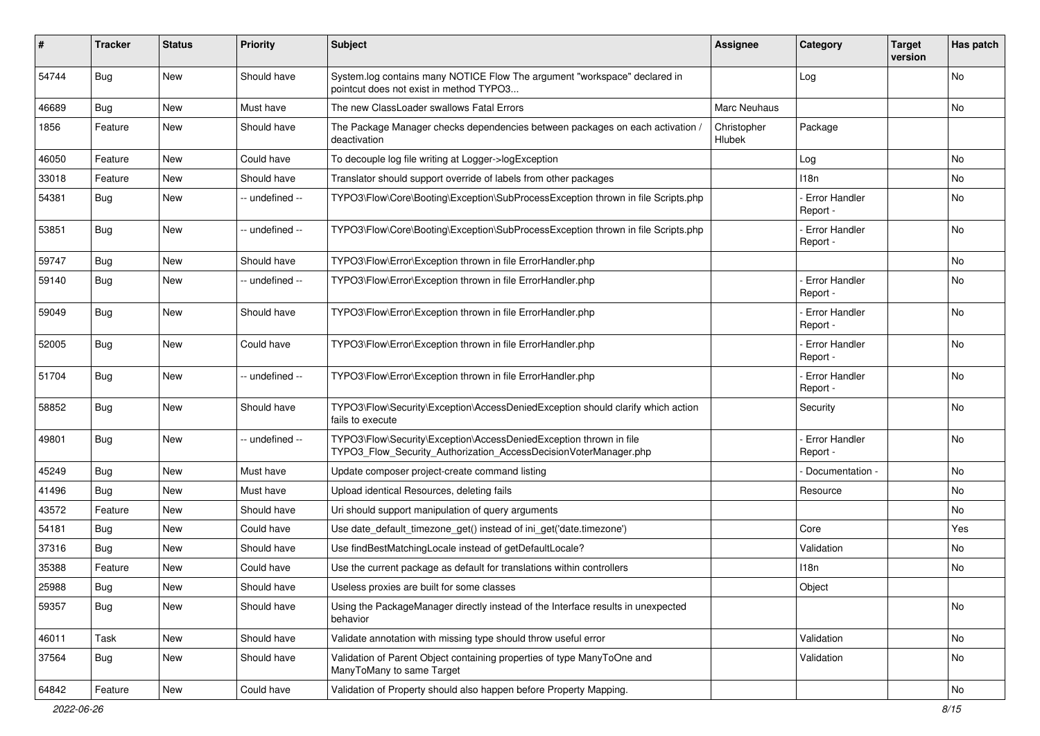| # | Tracker | Status | Priority | Subject | Assignee | Category | Target version | Has patch |
|---|---|---|---|---|---|---|---|---|
| 54744 | Bug | New | Should have | System.log contains many NOTICE Flow The argument "workspace" declared in pointcut does not exist in method TYPO3... | | Log | | No |
| 46689 | Bug | New | Must have | The new ClassLoader swallows Fatal Errors | Marc Neuhaus | | | No |
| 1856 | Feature | New | Should have | The Package Manager checks dependencies between packages on each activation / deactivation | Christopher Hlubek | Package | | |
| 46050 | Feature | New | Could have | To decouple log file writing at Logger->logException | | Log | | No |
| 33018 | Feature | New | Should have | Translator should support override of labels from other packages | | I18n | | No |
| 54381 | Bug | New | -- undefined -- | TYPO3\Flow\Core\Booting\Exception\SubProcessException thrown in file Scripts.php | | - Error Handler Report - | | No |
| 53851 | Bug | New | -- undefined -- | TYPO3\Flow\Core\Booting\Exception\SubProcessException thrown in file Scripts.php | | - Error Handler Report - | | No |
| 59747 | Bug | New | Should have | TYPO3\Flow\Error\Exception thrown in file ErrorHandler.php | | | | No |
| 59140 | Bug | New | -- undefined -- | TYPO3\Flow\Error\Exception thrown in file ErrorHandler.php | | - Error Handler Report - | | No |
| 59049 | Bug | New | Should have | TYPO3\Flow\Error\Exception thrown in file ErrorHandler.php | | - Error Handler Report - | | No |
| 52005 | Bug | New | Could have | TYPO3\Flow\Error\Exception thrown in file ErrorHandler.php | | - Error Handler Report - | | No |
| 51704 | Bug | New | -- undefined -- | TYPO3\Flow\Error\Exception thrown in file ErrorHandler.php | | - Error Handler Report - | | No |
| 58852 | Bug | New | Should have | TYPO3\Flow\Security\Exception\AccessDeniedException should clarify which action fails to execute | | Security | | No |
| 49801 | Bug | New | -- undefined -- | TYPO3\Flow\Security\Exception\AccessDeniedException thrown in file TYPO3_Flow_Security_Authorization_AccessDecisionVoterManager.php | | - Error Handler Report - | | No |
| 45249 | Bug | New | Must have | Update composer project-create command listing | | - Documentation - | | No |
| 41496 | Bug | New | Must have | Upload identical Resources, deleting fails | | Resource | | No |
| 43572 | Feature | New | Should have | Uri should support manipulation of query arguments | | | | No |
| 54181 | Bug | New | Could have | Use date_default_timezone_get() instead of ini_get('date.timezone') | | Core | | Yes |
| 37316 | Bug | New | Should have | Use findBestMatchingLocale instead of getDefaultLocale? | | Validation | | No |
| 35388 | Feature | New | Could have | Use the current package as default for translations within controllers | | I18n | | No |
| 25988 | Bug | New | Should have | Useless proxies are built for some classes | | Object | | |
| 59357 | Bug | New | Should have | Using the PackageManager directly instead of the Interface results in unexpected behavior | | | | No |
| 46011 | Task | New | Should have | Validate annotation with missing type should throw useful error | | Validation | | No |
| 37564 | Bug | New | Should have | Validation of Parent Object containing properties of type ManyToOne and ManyToMany to same Target | | Validation | | No |
| 64842 | Feature | New | Could have | Validation of Property should also happen before Property Mapping. | | | | No |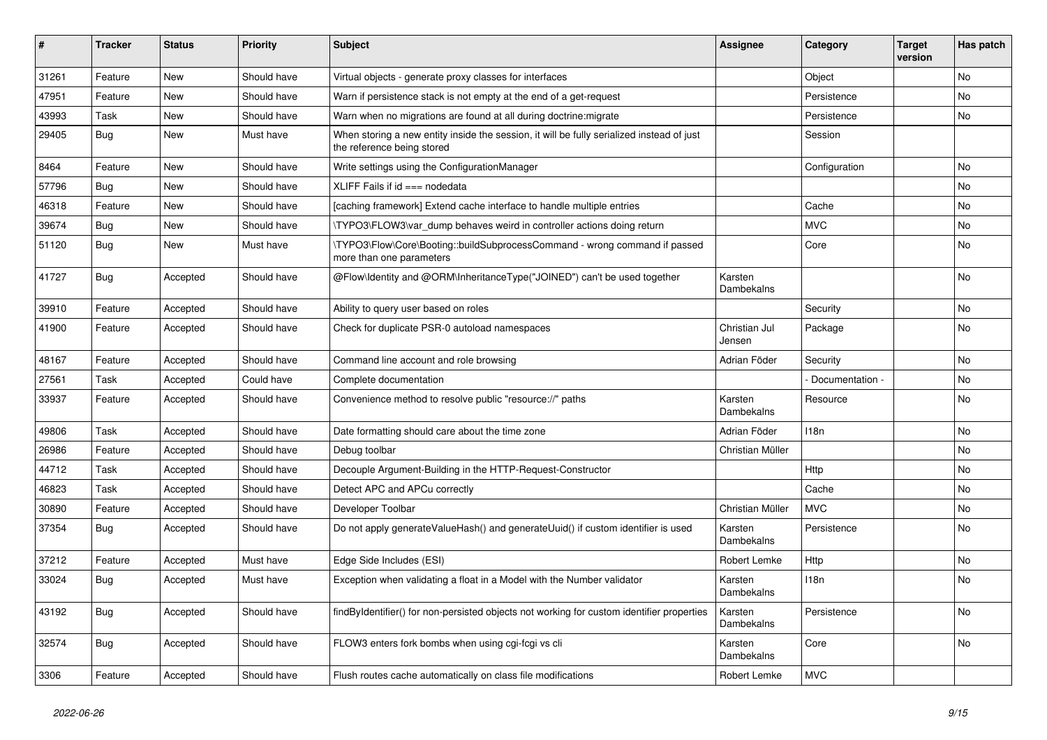| # | Tracker | Status | Priority | Subject | Assignee | Category | Target version | Has patch |
|---|---|---|---|---|---|---|---|---|
| 31261 | Feature | New | Should have | Virtual objects - generate proxy classes for interfaces | | Object | | No |
| 47951 | Feature | New | Should have | Warn if persistence stack is not empty at the end of a get-request | | Persistence | | No |
| 43993 | Task | New | Should have | Warn when no migrations are found at all during doctrine:migrate | | Persistence | | No |
| 29405 | Bug | New | Must have | When storing a new entity inside the session, it will be fully serialized instead of just the reference being stored | | Session | | |
| 8464 | Feature | New | Should have | Write settings using the ConfigurationManager | | Configuration | | No |
| 57796 | Bug | New | Should have | XLIFF Fails if id === nodedata | | | | No |
| 46318 | Feature | New | Should have | [caching framework] Extend cache interface to handle multiple entries | | Cache | | No |
| 39674 | Bug | New | Should have | \TYPO3\FLOW3\var_dump behaves weird in controller actions doing return | | MVC | | No |
| 51120 | Bug | New | Must have | \TYPO3\Flow\Core\Booting::buildSubprocessCommand - wrong command if passed more than one parameters | | Core | | No |
| 41727 | Bug | Accepted | Should have | @Flow\Identity and @ORM\InheritanceType("JOINED") can't be used together | Karsten Dambekalns | | | No |
| 39910 | Feature | Accepted | Should have | Ability to query user based on roles | | Security | | No |
| 41900 | Feature | Accepted | Should have | Check for duplicate PSR-0 autoload namespaces | Christian Jul Jensen | Package | | No |
| 48167 | Feature | Accepted | Should have | Command line account and role browsing | Adrian Föder | Security | | No |
| 27561 | Task | Accepted | Could have | Complete documentation | | - Documentation - | | No |
| 33937 | Feature | Accepted | Should have | Convenience method to resolve public "resource://" paths | Karsten Dambekalns | Resource | | No |
| 49806 | Task | Accepted | Should have | Date formatting should care about the time zone | Adrian Föder | I18n | | No |
| 26986 | Feature | Accepted | Should have | Debug toolbar | Christian Müller | | | No |
| 44712 | Task | Accepted | Should have | Decouple Argument-Building in the HTTP-Request-Constructor | | Http | | No |
| 46823 | Task | Accepted | Should have | Detect APC and APCu correctly | | Cache | | No |
| 30890 | Feature | Accepted | Should have | Developer Toolbar | Christian Müller | MVC | | No |
| 37354 | Bug | Accepted | Should have | Do not apply generateValueHash() and generateUuid() if custom identifier is used | Karsten Dambekalns | Persistence | | No |
| 37212 | Feature | Accepted | Must have | Edge Side Includes (ESI) | Robert Lemke | Http | | No |
| 33024 | Bug | Accepted | Must have | Exception when validating a float in a Model with the Number validator | Karsten Dambekalns | I18n | | No |
| 43192 | Bug | Accepted | Should have | findByIdentifier() for non-persisted objects not working for custom identifier properties | Karsten Dambekalns | Persistence | | No |
| 32574 | Bug | Accepted | Should have | FLOW3 enters fork bombs when using cgi-fcgi vs cli | Karsten Dambekalns | Core | | No |
| 3306 | Feature | Accepted | Should have | Flush routes cache automatically on class file modifications | Robert Lemke | MVC | | |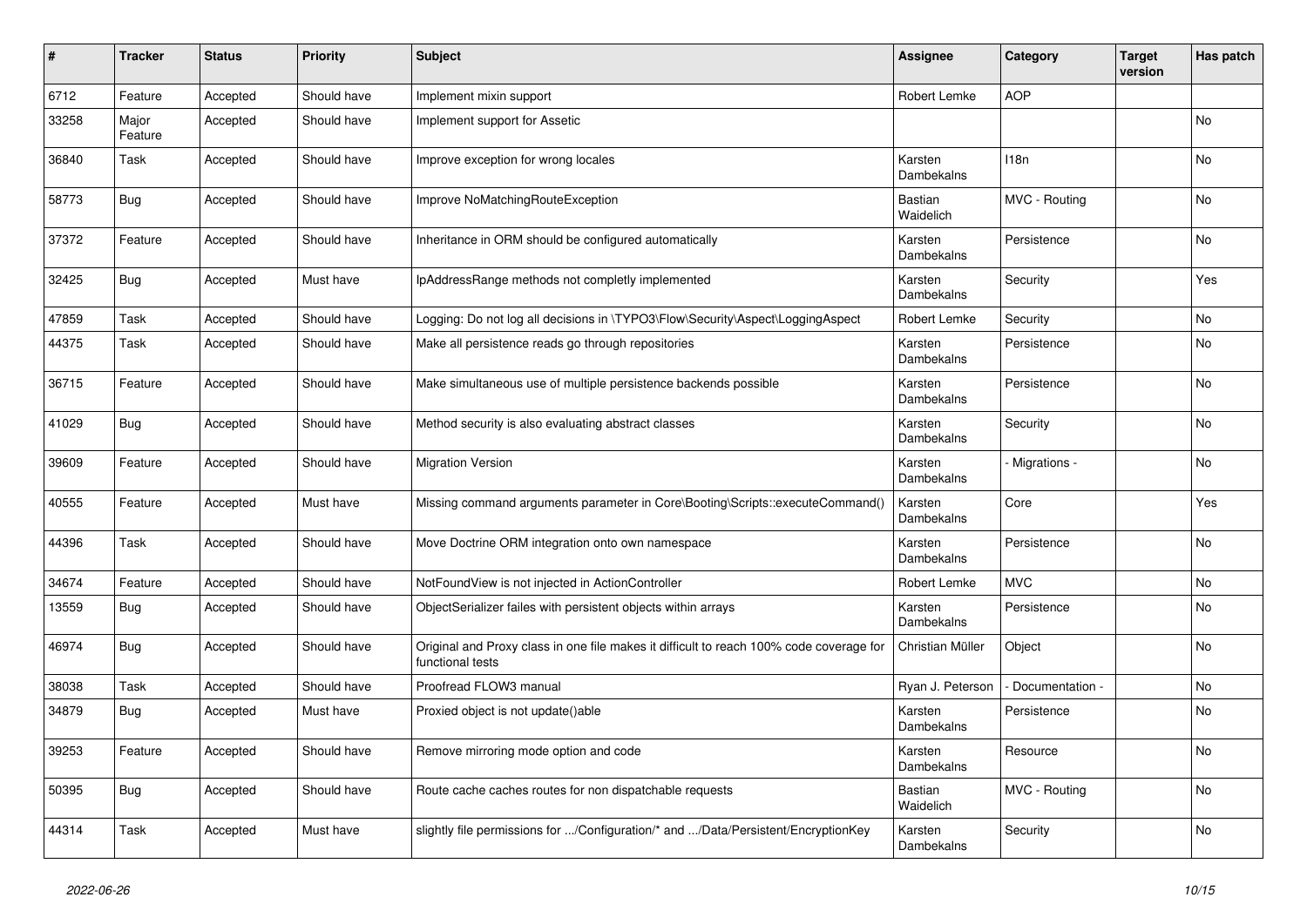| # | Tracker | Status | Priority | Subject | Assignee | Category | Target version | Has patch |
|---|---|---|---|---|---|---|---|---|
| 6712 | Feature | Accepted | Should have | Implement mixin support | Robert Lemke | AOP | | |
| 33258 | Major Feature | Accepted | Should have | Implement support for Assetic | | | | No |
| 36840 | Task | Accepted | Should have | Improve exception for wrong locales | Karsten Dambekalns | I18n | | No |
| 58773 | Bug | Accepted | Should have | Improve NoMatchingRouteException | Bastian Waidelich | MVC - Routing | | No |
| 37372 | Feature | Accepted | Should have | Inheritance in ORM should be configured automatically | Karsten Dambekalns | Persistence | | No |
| 32425 | Bug | Accepted | Must have | IpAddressRange methods not completly implemented | Karsten Dambekalns | Security | | Yes |
| 47859 | Task | Accepted | Should have | Logging: Do not log all decisions in \TYPO3\Flow\Security\Aspect\LoggingAspect | Robert Lemke | Security | | No |
| 44375 | Task | Accepted | Should have | Make all persistence reads go through repositories | Karsten Dambekalns | Persistence | | No |
| 36715 | Feature | Accepted | Should have | Make simultaneous use of multiple persistence backends possible | Karsten Dambekalns | Persistence | | No |
| 41029 | Bug | Accepted | Should have | Method security is also evaluating abstract classes | Karsten Dambekalns | Security | | No |
| 39609 | Feature | Accepted | Should have | Migration Version | Karsten Dambekalns | - Migrations - | | No |
| 40555 | Feature | Accepted | Must have | Missing command arguments parameter in Core\Booting\Scripts::executeCommand() | Karsten Dambekalns | Core | | Yes |
| 44396 | Task | Accepted | Should have | Move Doctrine ORM integration onto own namespace | Karsten Dambekalns | Persistence | | No |
| 34674 | Feature | Accepted | Should have | NotFoundView is not injected in ActionController | Robert Lemke | MVC | | No |
| 13559 | Bug | Accepted | Should have | ObjectSerializer failes with persistent objects within arrays | Karsten Dambekalns | Persistence | | No |
| 46974 | Bug | Accepted | Should have | Original and Proxy class in one file makes it difficult to reach 100% code coverage for functional tests | Christian Müller | Object | | No |
| 38038 | Task | Accepted | Should have | Proofread FLOW3 manual | Ryan J. Peterson | - Documentation - | | No |
| 34879 | Bug | Accepted | Must have | Proxied object is not update()able | Karsten Dambekalns | Persistence | | No |
| 39253 | Feature | Accepted | Should have | Remove mirroring mode option and code | Karsten Dambekalns | Resource | | No |
| 50395 | Bug | Accepted | Should have | Route cache caches routes for non dispatchable requests | Bastian Waidelich | MVC - Routing | | No |
| 44314 | Task | Accepted | Must have | slightly file permissions for .../Configuration/* and .../Data/Persistent/EncryptionKey | Karsten Dambekalns | Security | | No |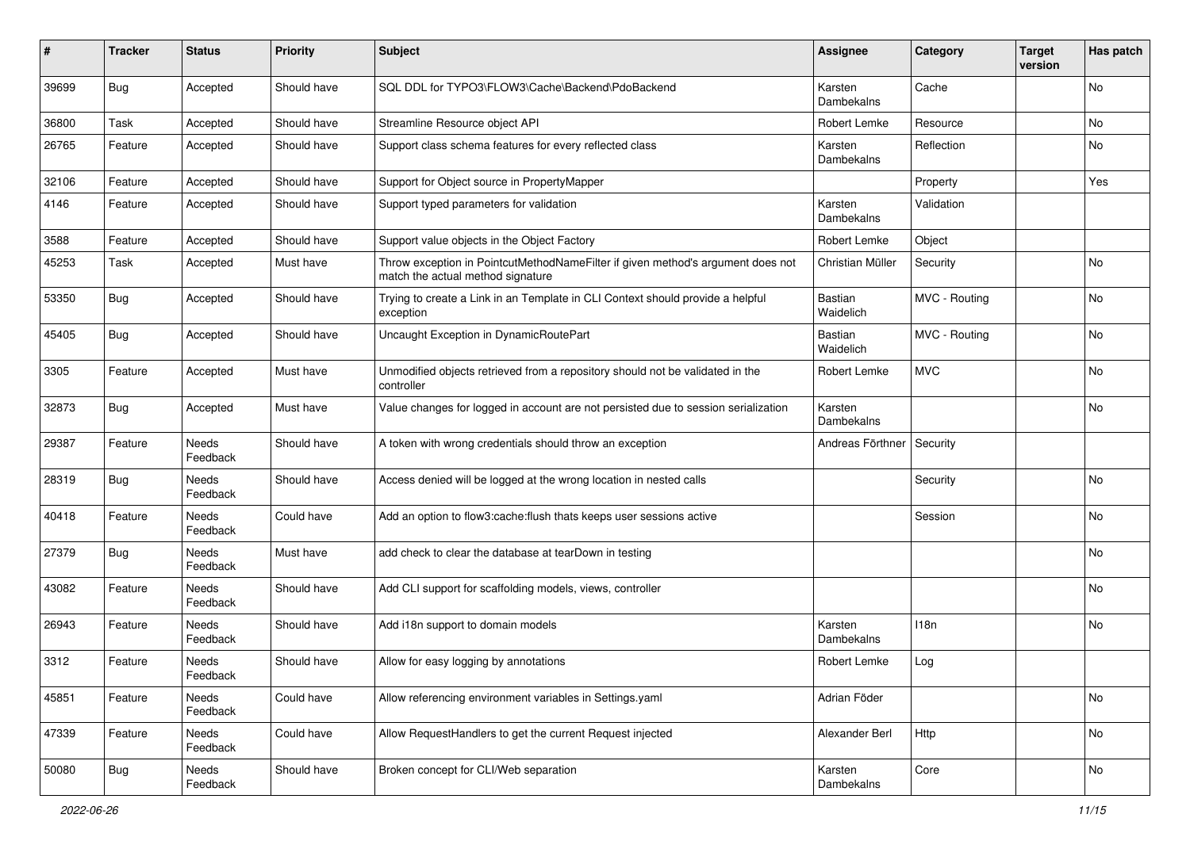| # | Tracker | Status | Priority | Subject | Assignee | Category | Target version | Has patch |
|---|---|---|---|---|---|---|---|---|
| 39699 | Bug | Accepted | Should have | SQL DDL for TYPO3\FLOW3\Cache\Backend\PdoBackend | Karsten Dambekalns | Cache | | No |
| 36800 | Task | Accepted | Should have | Streamline Resource object API | Robert Lemke | Resource | | No |
| 26765 | Feature | Accepted | Should have | Support class schema features for every reflected class | Karsten Dambekalns | Reflection | | No |
| 32106 | Feature | Accepted | Should have | Support for Object source in PropertyMapper | | Property | | Yes |
| 4146 | Feature | Accepted | Should have | Support typed parameters for validation | Karsten Dambekalns | Validation | | |
| 3588 | Feature | Accepted | Should have | Support value objects in the Object Factory | Robert Lemke | Object | | |
| 45253 | Task | Accepted | Must have | Throw exception in PointcutMethodNameFilter if given method's argument does not match the actual method signature | Christian Müller | Security | | No |
| 53350 | Bug | Accepted | Should have | Trying to create a Link in an Template in CLI Context should provide a helpful exception | Bastian Waidelich | MVC - Routing | | No |
| 45405 | Bug | Accepted | Should have | Uncaught Exception in DynamicRoutePart | Bastian Waidelich | MVC - Routing | | No |
| 3305 | Feature | Accepted | Must have | Unmodified objects retrieved from a repository should not be validated in the controller | Robert Lemke | MVC | | No |
| 32873 | Bug | Accepted | Must have | Value changes for logged in account are not persisted due to session serialization | Karsten Dambekalns | | | No |
| 29387 | Feature | Needs Feedback | Should have | A token with wrong credentials should throw an exception | Andreas Förthner | Security | | |
| 28319 | Bug | Needs Feedback | Should have | Access denied will be logged at the wrong location in nested calls | | Security | | No |
| 40418 | Feature | Needs Feedback | Could have | Add an option to flow3:cache:flush thats keeps user sessions active | | Session | | No |
| 27379 | Bug | Needs Feedback | Must have | add check to clear the database at tearDown in testing | | | | No |
| 43082 | Feature | Needs Feedback | Should have | Add CLI support for scaffolding models, views, controller | | | | No |
| 26943 | Feature | Needs Feedback | Should have | Add i18n support to domain models | Karsten Dambekalns | I18n | | No |
| 3312 | Feature | Needs Feedback | Should have | Allow for easy logging by annotations | Robert Lemke | Log | | |
| 45851 | Feature | Needs Feedback | Could have | Allow referencing environment variables in Settings.yaml | Adrian Föder | | | No |
| 47339 | Feature | Needs Feedback | Could have | Allow RequestHandlers to get the current Request injected | Alexander Berl | Http | | No |
| 50080 | Bug | Needs Feedback | Should have | Broken concept for CLI/Web separation | Karsten Dambekalns | Core | | No |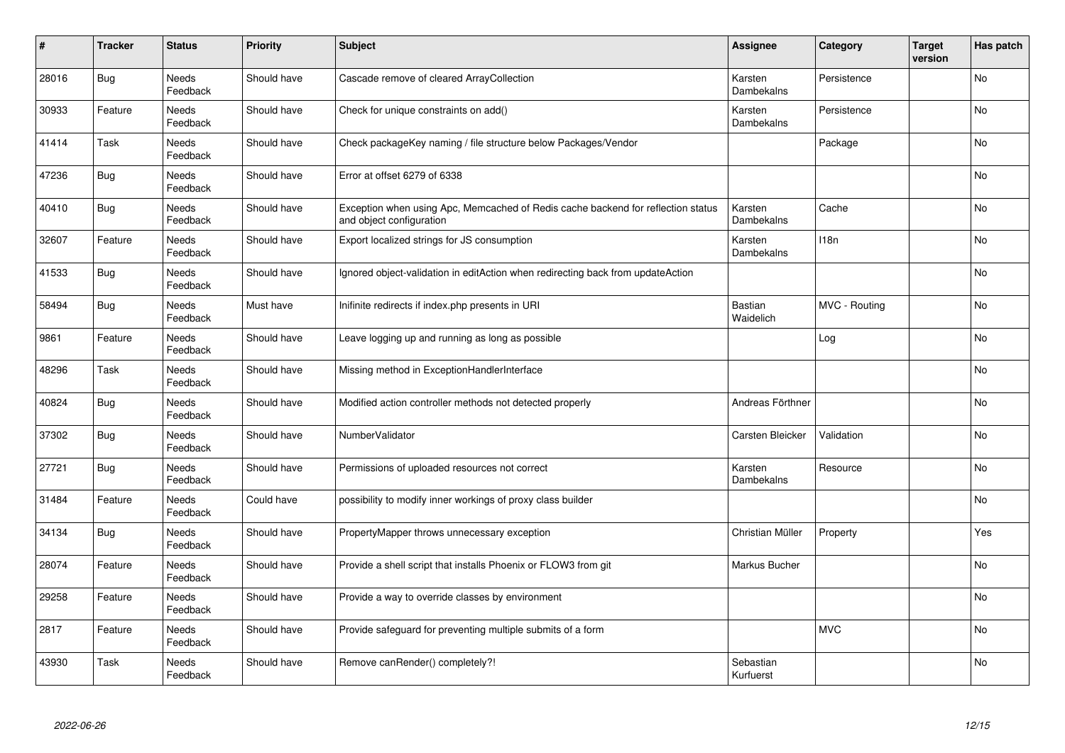| # | Tracker | Status | Priority | Subject | Assignee | Category | Target version | Has patch |
|---|---|---|---|---|---|---|---|---|
| 28016 | Bug | Needs Feedback | Should have | Cascade remove of cleared ArrayCollection | Karsten Dambekalns | Persistence | | No |
| 30933 | Feature | Needs Feedback | Should have | Check for unique constraints on add() | Karsten Dambekalns | Persistence | | No |
| 41414 | Task | Needs Feedback | Should have | Check packageKey naming / file structure below Packages/Vendor | | Package | | No |
| 47236 | Bug | Needs Feedback | Should have | Error at offset 6279 of 6338 | | | | No |
| 40410 | Bug | Needs Feedback | Should have | Exception when using Apc, Memcached of Redis cache backend for reflection status and object configuration | Karsten Dambekalns | Cache | | No |
| 32607 | Feature | Needs Feedback | Should have | Export localized strings for JS consumption | Karsten Dambekalns | I18n | | No |
| 41533 | Bug | Needs Feedback | Should have | Ignored object-validation in editAction when redirecting back from updateAction | | | | No |
| 58494 | Bug | Needs Feedback | Must have | Inifinite redirects if index.php presents in URI | Bastian Waidelich | MVC - Routing | | No |
| 9861 | Feature | Needs Feedback | Should have | Leave logging up and running as long as possible | | Log | | No |
| 48296 | Task | Needs Feedback | Should have | Missing method in ExceptionHandlerInterface | | | | No |
| 40824 | Bug | Needs Feedback | Should have | Modified action controller methods not detected properly | Andreas Förthner | | | No |
| 37302 | Bug | Needs Feedback | Should have | NumberValidator | Carsten Bleicker | Validation | | No |
| 27721 | Bug | Needs Feedback | Should have | Permissions of uploaded resources not correct | Karsten Dambekalns | Resource | | No |
| 31484 | Feature | Needs Feedback | Could have | possibility to modify inner workings of proxy class builder | | | | No |
| 34134 | Bug | Needs Feedback | Should have | PropertyMapper throws unnecessary exception | Christian Müller | Property | | Yes |
| 28074 | Feature | Needs Feedback | Should have | Provide a shell script that installs Phoenix or FLOW3 from git | Markus Bucher | | | No |
| 29258 | Feature | Needs Feedback | Should have | Provide a way to override classes by environment | | | | No |
| 2817 | Feature | Needs Feedback | Should have | Provide safeguard for preventing multiple submits of a form | | MVC | | No |
| 43930 | Task | Needs Feedback | Should have | Remove canRender() completely?! | Sebastian Kurfuerst | | | No |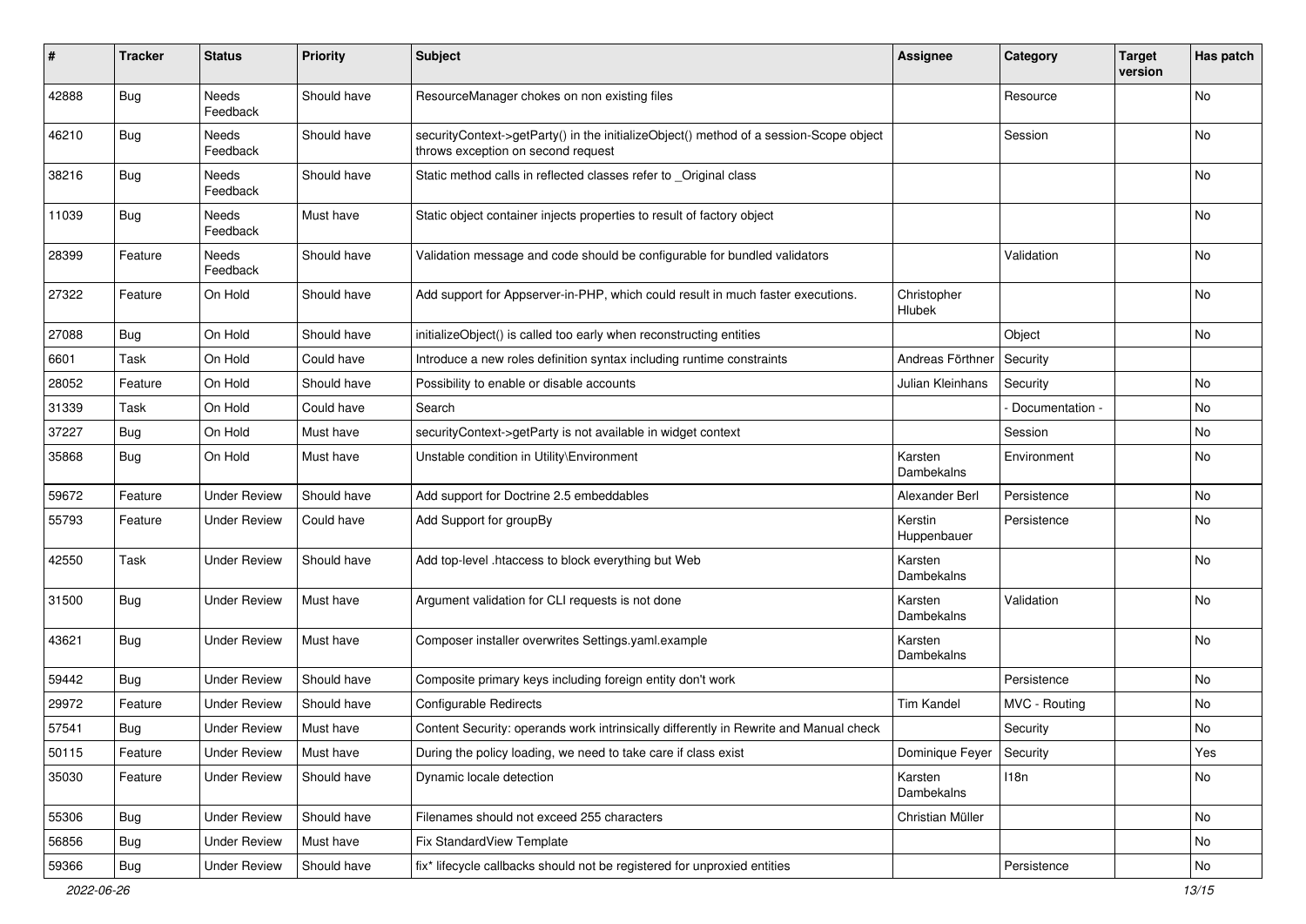| # | Tracker | Status | Priority | Subject | Assignee | Category | Target version | Has patch |
|---|---|---|---|---|---|---|---|---|
| 42888 | Bug | Needs Feedback | Should have | ResourceManager chokes on non existing files | | Resource | | No |
| 46210 | Bug | Needs Feedback | Should have | securityContext->getParty() in the initializeObject() method of a session-Scope object throws exception on second request | | Session | | No |
| 38216 | Bug | Needs Feedback | Should have | Static method calls in reflected classes refer to _Original class | | | | No |
| 11039 | Bug | Needs Feedback | Must have | Static object container injects properties to result of factory object | | | | No |
| 28399 | Feature | Needs Feedback | Should have | Validation message and code should be configurable for bundled validators | | Validation | | No |
| 27322 | Feature | On Hold | Should have | Add support for Appserver-in-PHP, which could result in much faster executions. | Christopher Hlubek | | | No |
| 27088 | Bug | On Hold | Should have | initializeObject() is called too early when reconstructing entities | | Object | | No |
| 6601 | Task | On Hold | Could have | Introduce a new roles definition syntax including runtime constraints | Andreas Förthner | Security | | |
| 28052 | Feature | On Hold | Should have | Possibility to enable or disable accounts | Julian Kleinhans | Security | | No |
| 31339 | Task | On Hold | Could have | Search | | - Documentation - | | No |
| 37227 | Bug | On Hold | Must have | securityContext->getParty is not available in widget context | | Session | | No |
| 35868 | Bug | On Hold | Must have | Unstable condition in Utility\Environment | Karsten Dambekalns | Environment | | No |
| 59672 | Feature | Under Review | Should have | Add support for Doctrine 2.5 embeddables | Alexander Berl | Persistence | | No |
| 55793 | Feature | Under Review | Could have | Add Support for groupBy | Kerstin Huppenbauer | Persistence | | No |
| 42550 | Task | Under Review | Should have | Add top-level .htaccess to block everything but Web | Karsten Dambekalns | | | No |
| 31500 | Bug | Under Review | Must have | Argument validation for CLI requests is not done | Karsten Dambekalns | Validation | | No |
| 43621 | Bug | Under Review | Must have | Composer installer overwrites Settings.yaml.example | Karsten Dambekalns | | | No |
| 59442 | Bug | Under Review | Should have | Composite primary keys including foreign entity don't work | | Persistence | | No |
| 29972 | Feature | Under Review | Should have | Configurable Redirects | Tim Kandel | MVC - Routing | | No |
| 57541 | Bug | Under Review | Must have | Content Security: operands work intrinsically differently in Rewrite and Manual check | | Security | | No |
| 50115 | Feature | Under Review | Must have | During the policy loading, we need to take care if class exist | Dominique Feyer | Security | | Yes |
| 35030 | Feature | Under Review | Should have | Dynamic locale detection | Karsten Dambekalns | I18n | | No |
| 55306 | Bug | Under Review | Should have | Filenames should not exceed 255 characters | Christian Müller | | | No |
| 56856 | Bug | Under Review | Must have | Fix StandardView Template | | | | No |
| 59366 | Bug | Under Review | Should have | fix* lifecycle callbacks should not be registered for unproxied entities | | Persistence | | No |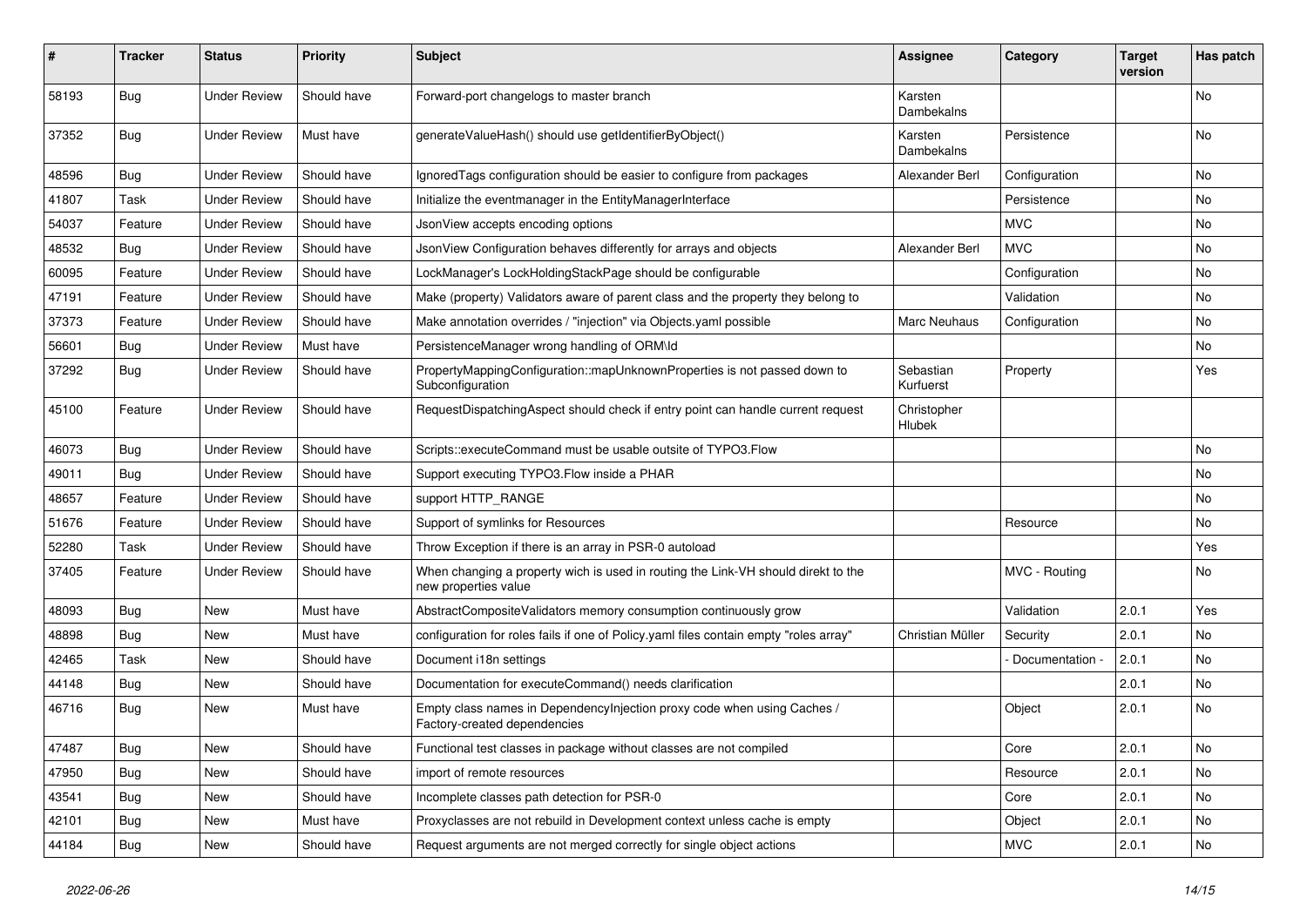| # | Tracker | Status | Priority | Subject | Assignee | Category | Target version | Has patch |
|---|---|---|---|---|---|---|---|---|
| 58193 | Bug | Under Review | Should have | Forward-port changelogs to master branch | Karsten Dambekalns | | | No |
| 37352 | Bug | Under Review | Must have | generateValueHash() should use getIdentifierByObject() | Karsten Dambekalns | Persistence | | No |
| 48596 | Bug | Under Review | Should have | IgnoredTags configuration should be easier to configure from packages | Alexander Berl | Configuration | | No |
| 41807 | Task | Under Review | Should have | Initialize the eventmanager in the EntityManagerInterface | | Persistence | | No |
| 54037 | Feature | Under Review | Should have | JsonView accepts encoding options | | MVC | | No |
| 48532 | Bug | Under Review | Should have | JsonView Configuration behaves differently for arrays and objects | Alexander Berl | MVC | | No |
| 60095 | Feature | Under Review | Should have | LockManager's LockHoldingStackPage should be configurable | | Configuration | | No |
| 47191 | Feature | Under Review | Should have | Make (property) Validators aware of parent class and the property they belong to | | Validation | | No |
| 37373 | Feature | Under Review | Should have | Make annotation overrides / "injection" via Objects.yaml possible | Marc Neuhaus | Configuration | | No |
| 56601 | Bug | Under Review | Must have | PersistenceManager wrong handling of ORM\Id | | | | No |
| 37292 | Bug | Under Review | Should have | PropertyMappingConfiguration::mapUnknownProperties is not passed down to Subconfiguration | Sebastian Kurfuerst | Property | | Yes |
| 45100 | Feature | Under Review | Should have | RequestDispatchingAspect should check if entry point can handle current request | Christopher Hlubek | | | |
| 46073 | Bug | Under Review | Should have | Scripts::executeCommand must be usable outsite of TYPO3.Flow | | | | No |
| 49011 | Bug | Under Review | Should have | Support executing TYPO3.Flow inside a PHAR | | | | No |
| 48657 | Feature | Under Review | Should have | support HTTP_RANGE | | | | No |
| 51676 | Feature | Under Review | Should have | Support of symlinks for Resources | | Resource | | No |
| 52280 | Task | Under Review | Should have | Throw Exception if there is an array in PSR-0 autoload | | | | Yes |
| 37405 | Feature | Under Review | Should have | When changing a property wich is used in routing the Link-VH should direkt to the new properties value | | MVC - Routing | | No |
| 48093 | Bug | New | Must have | AbstractCompositeValidators memory consumption continuously grow | | Validation | 2.0.1 | Yes |
| 48898 | Bug | New | Must have | configuration for roles fails if one of Policy.yaml files contain empty "roles array" | Christian Müller | Security | 2.0.1 | No |
| 42465 | Task | New | Should have | Document i18n settings | | - Documentation - | 2.0.1 | No |
| 44148 | Bug | New | Should have | Documentation for executeCommand() needs clarification | | | 2.0.1 | No |
| 46716 | Bug | New | Must have | Empty class names in DependencyInjection proxy code when using Caches / Factory-created dependencies | | Object | 2.0.1 | No |
| 47487 | Bug | New | Should have | Functional test classes in package without classes are not compiled | | Core | 2.0.1 | No |
| 47950 | Bug | New | Should have | import of remote resources | | Resource | 2.0.1 | No |
| 43541 | Bug | New | Should have | Incomplete classes path detection for PSR-0 | | Core | 2.0.1 | No |
| 42101 | Bug | New | Must have | Proxyclasses are not rebuild in Development context unless cache is empty | | Object | 2.0.1 | No |
| 44184 | Bug | New | Should have | Request arguments are not merged correctly for single object actions | | MVC | 2.0.1 | No |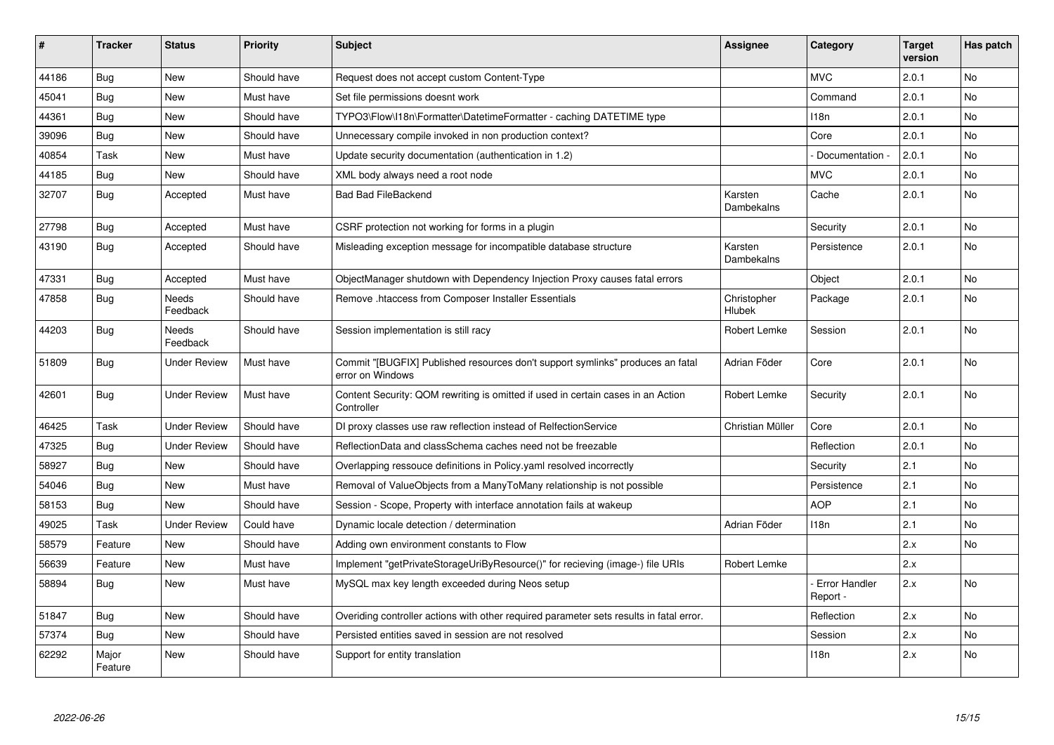| # | Tracker | Status | Priority | Subject | Assignee | Category | Target version | Has patch |
|---|---|---|---|---|---|---|---|---|
| 44186 | Bug | New | Should have | Request does not accept custom Content-Type | | MVC | 2.0.1 | No |
| 45041 | Bug | New | Must have | Set file permissions doesnt work | | Command | 2.0.1 | No |
| 44361 | Bug | New | Should have | TYPO3\Flow\I18n\Formatter\DatetimeFormatter - caching DATETIME type | | I18n | 2.0.1 | No |
| 39096 | Bug | New | Should have | Unnecessary compile invoked in non production context? | | Core | 2.0.1 | No |
| 40854 | Task | New | Must have | Update security documentation (authentication in 1.2) | | - Documentation - | 2.0.1 | No |
| 44185 | Bug | New | Should have | XML body always need a root node | | MVC | 2.0.1 | No |
| 32707 | Bug | Accepted | Must have | Bad Bad FileBackend | Karsten Dambekalns | Cache | 2.0.1 | No |
| 27798 | Bug | Accepted | Must have | CSRF protection not working for forms in a plugin | | Security | 2.0.1 | No |
| 43190 | Bug | Accepted | Should have | Misleading exception message for incompatible database structure | Karsten Dambekalns | Persistence | 2.0.1 | No |
| 47331 | Bug | Accepted | Must have | ObjectManager shutdown with Dependency Injection Proxy causes fatal errors | | Object | 2.0.1 | No |
| 47858 | Bug | Needs Feedback | Should have | Remove .htaccess from Composer Installer Essentials | Christopher Hlubek | Package | 2.0.1 | No |
| 44203 | Bug | Needs Feedback | Should have | Session implementation is still racy | Robert Lemke | Session | 2.0.1 | No |
| 51809 | Bug | Under Review | Must have | Commit "[BUGFIX] Published resources don't support symlinks" produces an fatal error on Windows | Adrian Föder | Core | 2.0.1 | No |
| 42601 | Bug | Under Review | Must have | Content Security: QOM rewriting is omitted if used in certain cases in an Action Controller | Robert Lemke | Security | 2.0.1 | No |
| 46425 | Task | Under Review | Should have | DI proxy classes use raw reflection instead of RelfectionService | Christian Müller | Core | 2.0.1 | No |
| 47325 | Bug | Under Review | Should have | ReflectionData and classSchema caches need not be freezable | | Reflection | 2.0.1 | No |
| 58927 | Bug | New | Should have | Overlapping ressouce definitions in Policy.yaml resolved incorrectly | | Security | 2.1 | No |
| 54046 | Bug | New | Must have | Removal of ValueObjects from a ManyToMany relationship is not possible | | Persistence | 2.1 | No |
| 58153 | Bug | New | Should have | Session - Scope, Property with interface annotation fails at wakeup | | AOP | 2.1 | No |
| 49025 | Task | Under Review | Could have | Dynamic locale detection / determination | Adrian Föder | I18n | 2.1 | No |
| 58579 | Feature | New | Should have | Adding own environment constants to Flow | | | 2.x | No |
| 56639 | Feature | New | Must have | Implement "getPrivateStorageUriByResource()" for recieving (image-) file URIs | Robert Lemke | | 2.x | |
| 58894 | Bug | New | Must have | MySQL max key length exceeded during Neos setup | | - Error Handler Report - | 2.x | No |
| 51847 | Bug | New | Should have | Overiding controller actions with other required parameter sets results in fatal error. | | Reflection | 2.x | No |
| 57374 | Bug | New | Should have | Persisted entities saved in session are not resolved | | Session | 2.x | No |
| 62292 | Major Feature | New | Should have | Support for entity translation | | I18n | 2.x | No |